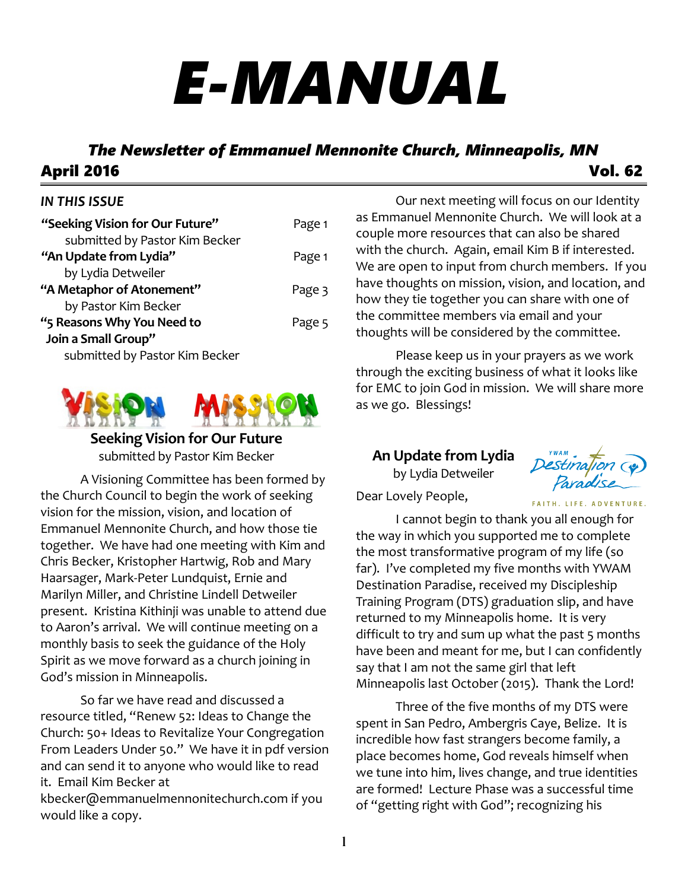# E-MANUAL

***The Newsletter of Emmanuel Mennonite Church, Minneapolis, MN***

**April 2016** **Vol. 62**

### *IN THIS ISSUE*

| | |
|---|---|
| **"Seeking Vision for Our Future"** submitted by Pastor Kim Becker | Page 1 |
| **"An Update from Lydia"** by Lydia Detweiler | Page 1 |
| **"A Metaphor of Atonement"** by Pastor Kim Becker | Page 3 |
| **"5 Reasons Why You Need to Join a Small Group"** submitted by Pastor Kim Becker | Page 5 |

## Seeking Vision for Our Future

submitted by Pastor Kim Becker

A Visioning Committee has been formed by the Church Council to begin the work of seeking vision for the mission, vision, and location of Emmanuel Mennonite Church, and how those tie together. We have had one meeting with Kim and Chris Becker, Kristopher Hartwig, Rob and Mary Haarsager, Mark-Peter Lundquist, Ernie and Marilyn Miller, and Christine Lindell Detweiler present. Kristina Kithinji was unable to attend due to Aaron's arrival. We will continue meeting on a monthly basis to seek the guidance of the Holy Spirit as we move forward as a church joining in God's mission in Minneapolis.

So far we have read and discussed a resource titled, "Renew 52: Ideas to Change the Church: 50+ Ideas to Revitalize Your Congregation From Leaders Under 50." We have it in pdf version and can send it to anyone who would like to read it. Email Kim Becker at kbecker@emmanuelmennonitechurch.com if you would like a copy.

Our next meeting will focus on our Identity as Emmanuel Mennonite Church. We will look at a couple more resources that can also be shared with the church. Again, email Kim B if interested. We are open to input from church members. If you have thoughts on mission, vision, and location, and how they tie together you can share with one of the committee members via email and your thoughts will be considered by the committee.

Please keep us in your prayers as we work through the exciting business of what it looks like for EMC to join God in mission. We will share more as we go. Blessings!

## An Update from Lydia

by Lydia Detweiler

Dear Lovely People,

I cannot begin to thank you all enough for the way in which you supported me to complete the most transformative program of my life (so far). I've completed my five months with YWAM Destination Paradise, received my Discipleship Training Program (DTS) graduation slip, and have returned to my Minneapolis home. It is very difficult to try and sum up what the past 5 months have been and meant for me, but I can confidently say that I am not the same girl that left Minneapolis last October (2015). Thank the Lord!

Three of the five months of my DTS were spent in San Pedro, Ambergris Caye, Belize. It is incredible how fast strangers become family, a place becomes home, God reveals himself when we tune into him, lives change, and true identities are formed! Lecture Phase was a successful time of "getting right with God"; recognizing his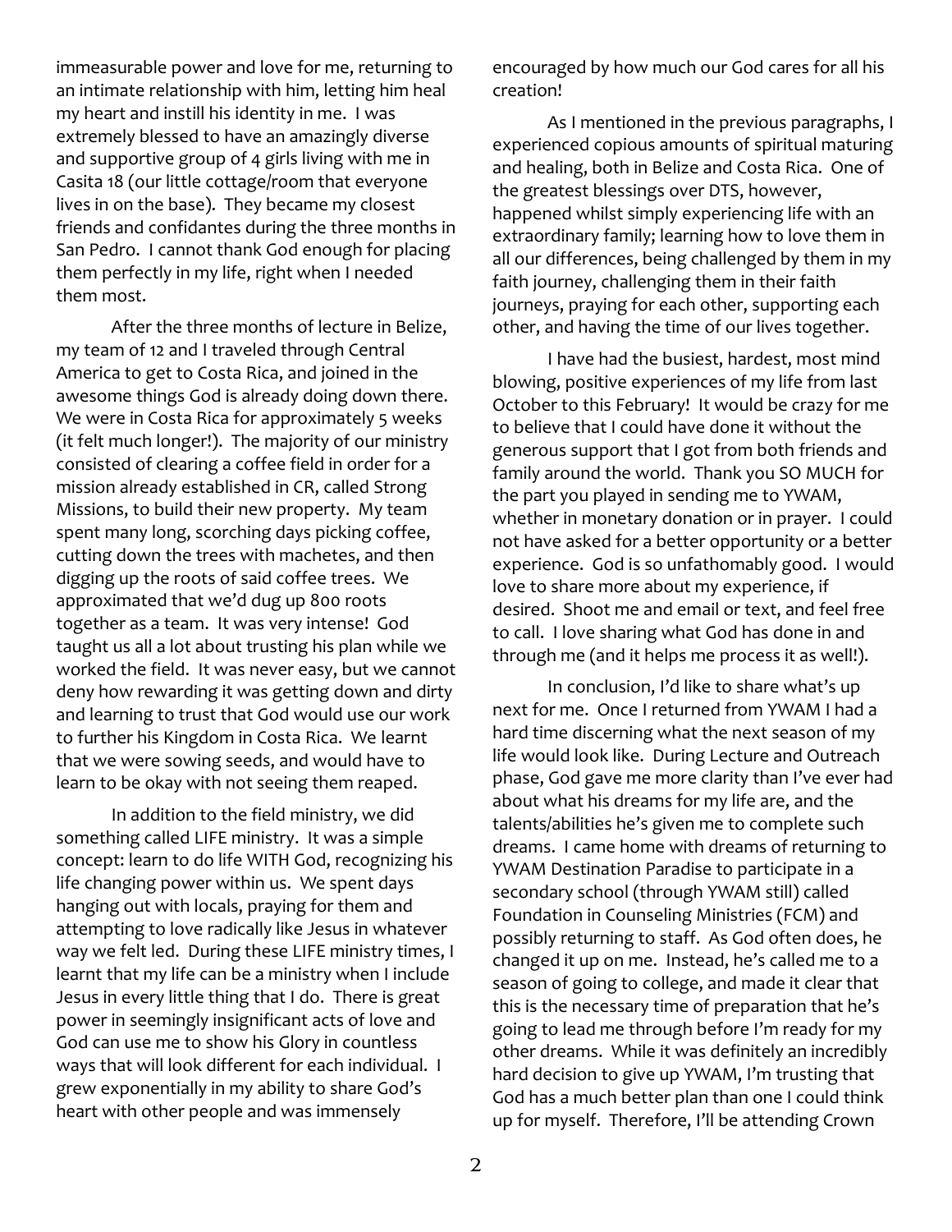immeasurable power and love for me, returning to an intimate relationship with him, letting him heal my heart and instill his identity in me. I was extremely blessed to have an amazingly diverse and supportive group of 4 girls living with me in Casita 18 (our little cottage/room that everyone lives in on the base). They became my closest friends and confidantes during the three months in San Pedro. I cannot thank God enough for placing them perfectly in my life, right when I needed them most.

After the three months of lecture in Belize, my team of 12 and I traveled through Central America to get to Costa Rica, and joined in the awesome things God is already doing down there. We were in Costa Rica for approximately 5 weeks (it felt much longer!). The majority of our ministry consisted of clearing a coffee field in order for a mission already established in CR, called Strong Missions, to build their new property. My team spent many long, scorching days picking coffee, cutting down the trees with machetes, and then digging up the roots of said coffee trees. We approximated that we'd dug up 800 roots together as a team. It was very intense! God taught us all a lot about trusting his plan while we worked the field. It was never easy, but we cannot deny how rewarding it was getting down and dirty and learning to trust that God would use our work to further his Kingdom in Costa Rica. We learnt that we were sowing seeds, and would have to learn to be okay with not seeing them reaped.

In addition to the field ministry, we did something called LIFE ministry. It was a simple concept: learn to do life WITH God, recognizing his life changing power within us. We spent days hanging out with locals, praying for them and attempting to love radically like Jesus in whatever way we felt led. During these LIFE ministry times, I learnt that my life can be a ministry when I include Jesus in every little thing that I do. There is great power in seemingly insignificant acts of love and God can use me to show his Glory in countless ways that will look different for each individual. I grew exponentially in my ability to share God's heart with other people and was immensely encouraged by how much our God cares for all his creation!

As I mentioned in the previous paragraphs, I experienced copious amounts of spiritual maturing and healing, both in Belize and Costa Rica. One of the greatest blessings over DTS, however, happened whilst simply experiencing life with an extraordinary family; learning how to love them in all our differences, being challenged by them in my faith journey, challenging them in their faith journeys, praying for each other, supporting each other, and having the time of our lives together.

I have had the busiest, hardest, most mind blowing, positive experiences of my life from last October to this February! It would be crazy for me to believe that I could have done it without the generous support that I got from both friends and family around the world. Thank you SO MUCH for the part you played in sending me to YWAM, whether in monetary donation or in prayer. I could not have asked for a better opportunity or a better experience. God is so unfathomably good. I would love to share more about my experience, if desired. Shoot me and email or text, and feel free to call. I love sharing what God has done in and through me (and it helps me process it as well!).

In conclusion, I'd like to share what's up next for me. Once I returned from YWAM I had a hard time discerning what the next season of my life would look like. During Lecture and Outreach phase, God gave me more clarity than I've ever had about what his dreams for my life are, and the talents/abilities he's given me to complete such dreams. I came home with dreams of returning to YWAM Destination Paradise to participate in a secondary school (through YWAM still) called Foundation in Counseling Ministries (FCM) and possibly returning to staff. As God often does, he changed it up on me. Instead, he's called me to a season of going to college, and made it clear that this is the necessary time of preparation that he's going to lead me through before I'm ready for my other dreams. While it was definitely an incredibly hard decision to give up YWAM, I'm trusting that God has a much better plan than one I could think up for myself. Therefore, I'll be attending Crown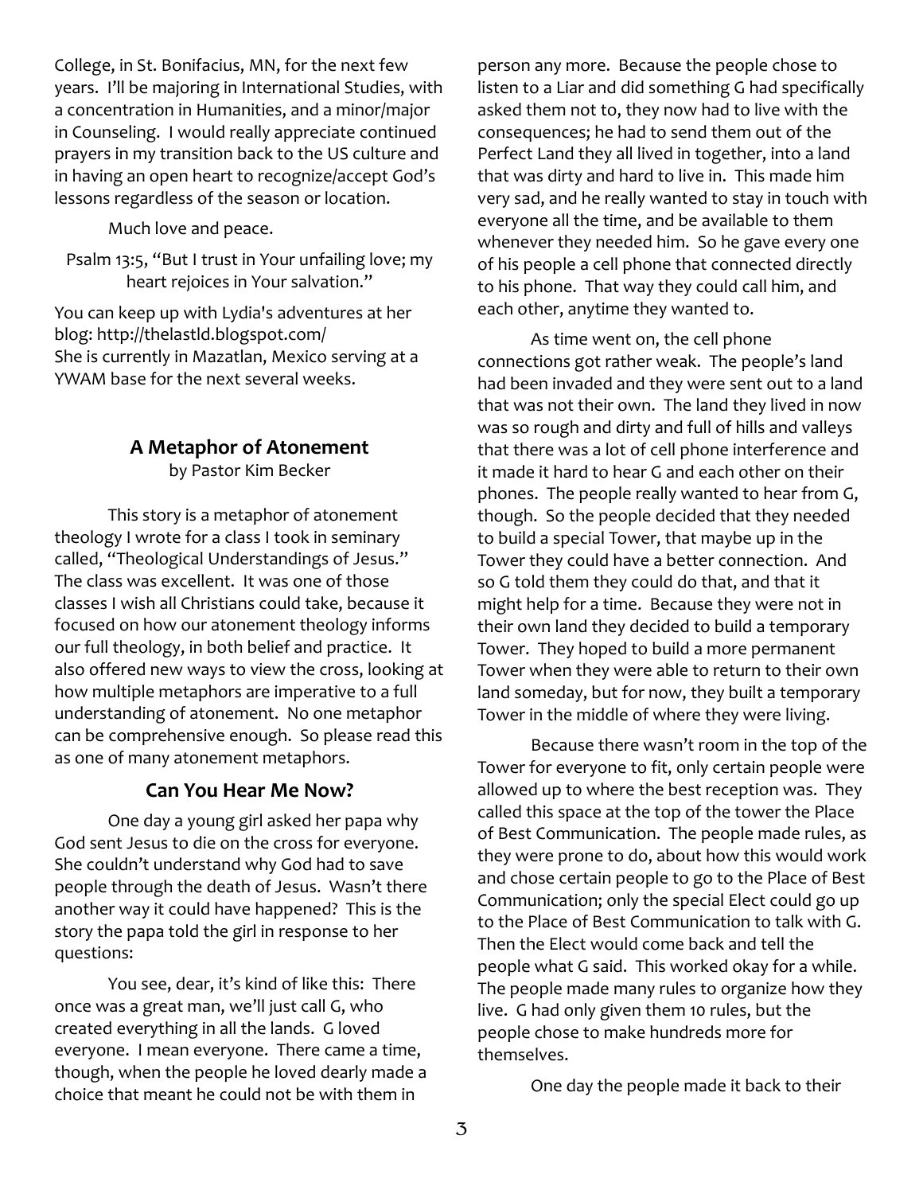College, in St. Bonifacius, MN, for the next few years. I'll be majoring in International Studies, with a concentration in Humanities, and a minor/major in Counseling. I would really appreciate continued prayers in my transition back to the US culture and in having an open heart to recognize/accept God's lessons regardless of the season or location.

Much love and peace.

Psalm 13:5, "But I trust in Your unfailing love; my heart rejoices in Your salvation."

You can keep up with Lydia's adventures at her blog: http://thelastld.blogspot.com/
She is currently in Mazatlan, Mexico serving at a YWAM base for the next several weeks.

## A Metaphor of Atonement

by Pastor Kim Becker

This story is a metaphor of atonement theology I wrote for a class I took in seminary called, "Theological Understandings of Jesus." The class was excellent. It was one of those classes I wish all Christians could take, because it focused on how our atonement theology informs our full theology, in both belief and practice. It also offered new ways to view the cross, looking at how multiple metaphors are imperative to a full understanding of atonement. No one metaphor can be comprehensive enough. So please read this as one of many atonement metaphors.

### Can You Hear Me Now?

One day a young girl asked her papa why God sent Jesus to die on the cross for everyone. She couldn't understand why God had to save people through the death of Jesus. Wasn't there another way it could have happened? This is the story the papa told the girl in response to her questions:

You see, dear, it's kind of like this: There once was a great man, we'll just call G, who created everything in all the lands. G loved everyone. I mean everyone. There came a time, though, when the people he loved dearly made a choice that meant he could not be with them in person any more. Because the people chose to listen to a Liar and did something G had specifically asked them not to, they now had to live with the consequences; he had to send them out of the Perfect Land they all lived in together, into a land that was dirty and hard to live in. This made him very sad, and he really wanted to stay in touch with everyone all the time, and be available to them whenever they needed him. So he gave every one of his people a cell phone that connected directly to his phone. That way they could call him, and each other, anytime they wanted to.

As time went on, the cell phone connections got rather weak. The people's land had been invaded and they were sent out to a land that was not their own. The land they lived in now was so rough and dirty and full of hills and valleys that there was a lot of cell phone interference and it made it hard to hear G and each other on their phones. The people really wanted to hear from G, though. So the people decided that they needed to build a special Tower, that maybe up in the Tower they could have a better connection. And so G told them they could do that, and that it might help for a time. Because they were not in their own land they decided to build a temporary Tower. They hoped to build a more permanent Tower when they were able to return to their own land someday, but for now, they built a temporary Tower in the middle of where they were living.

Because there wasn't room in the top of the Tower for everyone to fit, only certain people were allowed up to where the best reception was. They called this space at the top of the tower the Place of Best Communication. The people made rules, as they were prone to do, about how this would work and chose certain people to go to the Place of Best Communication; only the special Elect could go up to the Place of Best Communication to talk with G. Then the Elect would come back and tell the people what G said. This worked okay for a while. The people made many rules to organize how they live. G had only given them 10 rules, but the people chose to make hundreds more for themselves.

One day the people made it back to their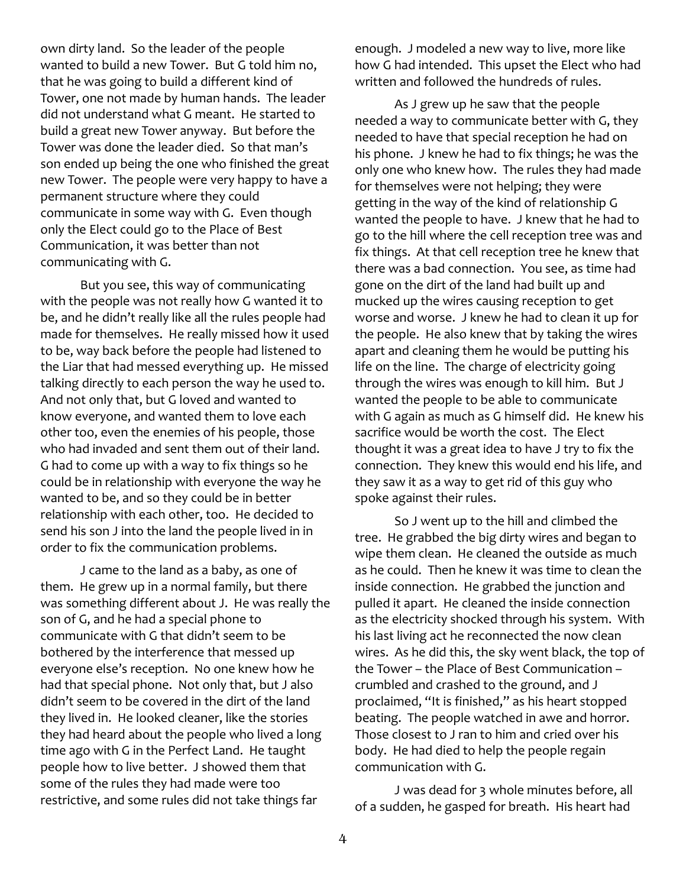own dirty land. So the leader of the people wanted to build a new Tower. But G told him no, that he was going to build a different kind of Tower, one not made by human hands. The leader did not understand what G meant. He started to build a great new Tower anyway. But before the Tower was done the leader died. So that man's son ended up being the one who finished the great new Tower. The people were very happy to have a permanent structure where they could communicate in some way with G. Even though only the Elect could go to the Place of Best Communication, it was better than not communicating with G.

But you see, this way of communicating with the people was not really how G wanted it to be, and he didn't really like all the rules people had made for themselves. He really missed how it used to be, way back before the people had listened to the Liar that had messed everything up. He missed talking directly to each person the way he used to. And not only that, but G loved and wanted to know everyone, and wanted them to love each other too, even the enemies of his people, those who had invaded and sent them out of their land. G had to come up with a way to fix things so he could be in relationship with everyone the way he wanted to be, and so they could be in better relationship with each other, too. He decided to send his son J into the land the people lived in in order to fix the communication problems.

J came to the land as a baby, as one of them. He grew up in a normal family, but there was something different about J. He was really the son of G, and he had a special phone to communicate with G that didn't seem to be bothered by the interference that messed up everyone else's reception. No one knew how he had that special phone. Not only that, but J also didn't seem to be covered in the dirt of the land they lived in. He looked cleaner, like the stories they had heard about the people who lived a long time ago with G in the Perfect Land. He taught people how to live better. J showed them that some of the rules they had made were too restrictive, and some rules did not take things far enough. J modeled a new way to live, more like how G had intended. This upset the Elect who had written and followed the hundreds of rules.

As J grew up he saw that the people needed a way to communicate better with G, they needed to have that special reception he had on his phone. J knew he had to fix things; he was the only one who knew how. The rules they had made for themselves were not helping; they were getting in the way of the kind of relationship G wanted the people to have. J knew that he had to go to the hill where the cell reception tree was and fix things. At that cell reception tree he knew that there was a bad connection. You see, as time had gone on the dirt of the land had built up and mucked up the wires causing reception to get worse and worse. J knew he had to clean it up for the people. He also knew that by taking the wires apart and cleaning them he would be putting his life on the line. The charge of electricity going through the wires was enough to kill him. But J wanted the people to be able to communicate with G again as much as G himself did. He knew his sacrifice would be worth the cost. The Elect thought it was a great idea to have J try to fix the connection. They knew this would end his life, and they saw it as a way to get rid of this guy who spoke against their rules.

So J went up to the hill and climbed the tree. He grabbed the big dirty wires and began to wipe them clean. He cleaned the outside as much as he could. Then he knew it was time to clean the inside connection. He grabbed the junction and pulled it apart. He cleaned the inside connection as the electricity shocked through his system. With his last living act he reconnected the now clean wires. As he did this, the sky went black, the top of the Tower – the Place of Best Communication – crumbled and crashed to the ground, and J proclaimed, "It is finished," as his heart stopped beating. The people watched in awe and horror. Those closest to J ran to him and cried over his body. He had died to help the people regain communication with G.

J was dead for 3 whole minutes before, all of a sudden, he gasped for breath. His heart had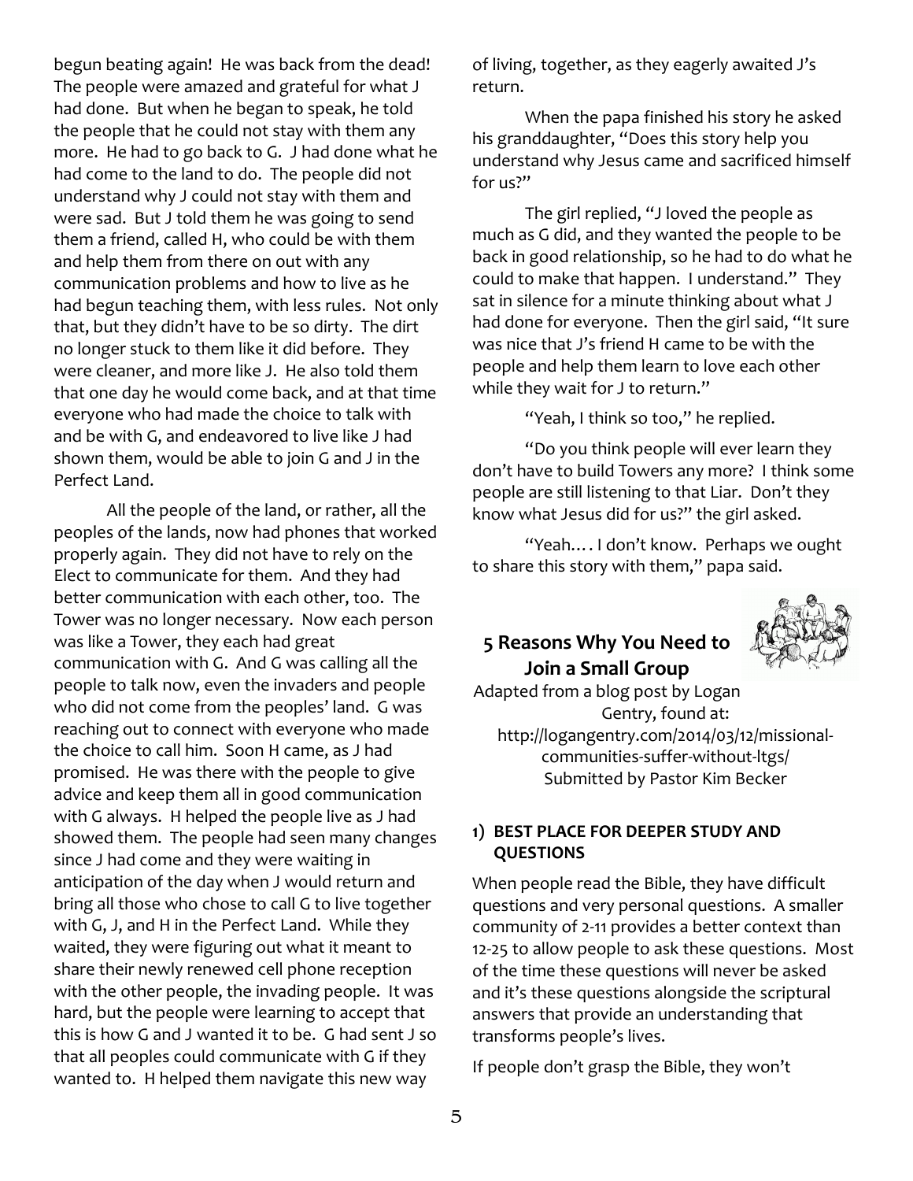begun beating again! He was back from the dead! The people were amazed and grateful for what J had done. But when he began to speak, he told the people that he could not stay with them any more. He had to go back to G. J had done what he had come to the land to do. The people did not understand why J could not stay with them and were sad. But J told them he was going to send them a friend, called H, who could be with them and help them from there on out with any communication problems and how to live as he had begun teaching them, with less rules. Not only that, but they didn't have to be so dirty. The dirt no longer stuck to them like it did before. They were cleaner, and more like J. He also told them that one day he would come back, and at that time everyone who had made the choice to talk with and be with G, and endeavored to live like J had shown them, would be able to join G and J in the Perfect Land.

All the people of the land, or rather, all the peoples of the lands, now had phones that worked properly again. They did not have to rely on the Elect to communicate for them. And they had better communication with each other, too. The Tower was no longer necessary. Now each person was like a Tower, they each had great communication with G. And G was calling all the people to talk now, even the invaders and people who did not come from the peoples' land. G was reaching out to connect with everyone who made the choice to call him. Soon H came, as J had promised. He was there with the people to give advice and keep them all in good communication with G always. H helped the people live as J had showed them. The people had seen many changes since J had come and they were waiting in anticipation of the day when J would return and bring all those who chose to call G to live together with G, J, and H in the Perfect Land. While they waited, they were figuring out what it meant to share their newly renewed cell phone reception with the other people, the invading people. It was hard, but the people were learning to accept that this is how G and J wanted it to be. G had sent J so that all peoples could communicate with G if they wanted to. H helped them navigate this new way of living, together, as they eagerly awaited J's return.

When the papa finished his story he asked his granddaughter, "Does this story help you understand why Jesus came and sacrificed himself for us?"

The girl replied, "J loved the people as much as G did, and they wanted the people to be back in good relationship, so he had to do what he could to make that happen. I understand." They sat in silence for a minute thinking about what J had done for everyone. Then the girl said, "It sure was nice that J's friend H came to be with the people and help them learn to love each other while they wait for J to return."

"Yeah, I think so too," he replied.

"Do you think people will ever learn they don't have to build Towers any more? I think some people are still listening to that Liar. Don't they know what Jesus did for us?" the girl asked.

"Yeah.... I don't know. Perhaps we ought to share this story with them," papa said.

## 5 Reasons Why You Need to Join a Small Group

Adapted from a blog post by Logan Gentry, found at: http://logangentry.com/2014/03/12/missional-communities-suffer-without-ltgs/
Submitted by Pastor Kim Becker

### 1) BEST PLACE FOR DEEPER STUDY AND QUESTIONS

When people read the Bible, they have difficult questions and very personal questions. A smaller community of 2-11 provides a better context than 12-25 to allow people to ask these questions. Most of the time these questions will never be asked and it's these questions alongside the scriptural answers that provide an understanding that transforms people's lives.

If people don't grasp the Bible, they won't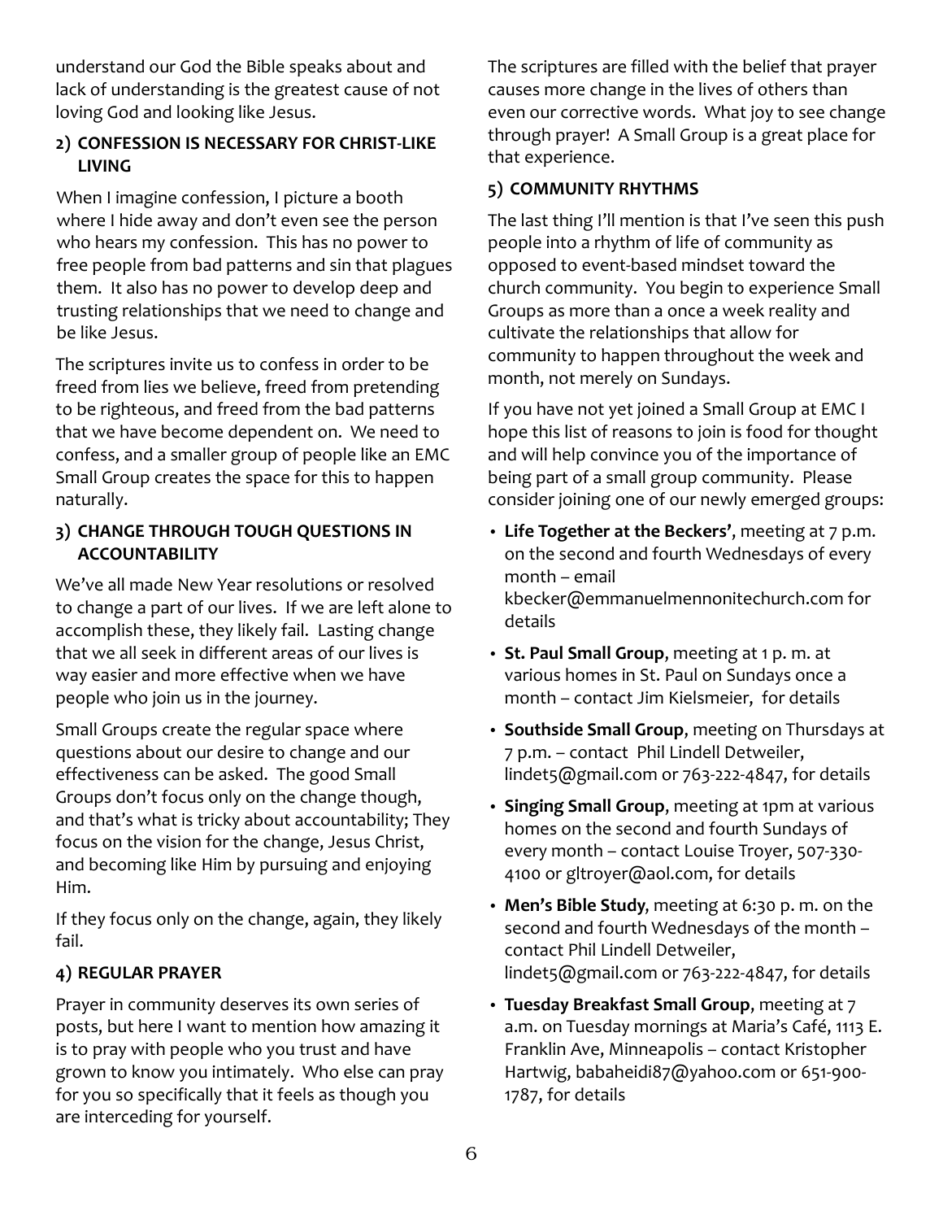understand our God the Bible speaks about and lack of understanding is the greatest cause of not loving God and looking like Jesus.

**2) CONFESSION IS NECESSARY FOR CHRIST-LIKE LIVING**

When I imagine confession, I picture a booth where I hide away and don't even see the person who hears my confession. This has no power to free people from bad patterns and sin that plagues them. It also has no power to develop deep and trusting relationships that we need to change and be like Jesus.

The scriptures invite us to confess in order to be freed from lies we believe, freed from pretending to be righteous, and freed from the bad patterns that we have become dependent on. We need to confess, and a smaller group of people like an EMC Small Group creates the space for this to happen naturally.

**3) CHANGE THROUGH TOUGH QUESTIONS IN ACCOUNTABILITY**

We've all made New Year resolutions or resolved to change a part of our lives. If we are left alone to accomplish these, they likely fail. Lasting change that we all seek in different areas of our lives is way easier and more effective when we have people who join us in the journey.

Small Groups create the regular space where questions about our desire to change and our effectiveness can be asked. The good Small Groups don't focus only on the change though, and that's what is tricky about accountability; They focus on the vision for the change, Jesus Christ, and becoming like Him by pursuing and enjoying Him.

If they focus only on the change, again, they likely fail.

**4) REGULAR PRAYER**

Prayer in community deserves its own series of posts, but here I want to mention how amazing it is to pray with people who you trust and have grown to know you intimately. Who else can pray for you so specifically that it feels as though you are interceding for yourself.

The scriptures are filled with the belief that prayer causes more change in the lives of others than even our corrective words. What joy to see change through prayer! A Small Group is a great place for that experience.

**5) COMMUNITY RHYTHMS**

The last thing I'll mention is that I've seen this push people into a rhythm of life of community as opposed to event-based mindset toward the church community. You begin to experience Small Groups as more than a once a week reality and cultivate the relationships that allow for community to happen throughout the week and month, not merely on Sundays.

If you have not yet joined a Small Group at EMC I hope this list of reasons to join is food for thought and will help convince you of the importance of being part of a small group community. Please consider joining one of our newly emerged groups:

- **Life Together at the Beckers'**, meeting at 7 p.m. on the second and fourth Wednesdays of every month – email kbecker@emmanuelmennonitechurch.com for details
- **St. Paul Small Group**, meeting at 1 p. m. at various homes in St. Paul on Sundays once a month – contact Jim Kielsmeier, for details
- **Southside Small Group**, meeting on Thursdays at 7 p.m. – contact Phil Lindell Detweiler, lindet5@gmail.com or 763-222-4847, for details
- **Singing Small Group**, meeting at 1pm at various homes on the second and fourth Sundays of every month – contact Louise Troyer, 507-330-4100 or gltroyer@aol.com, for details
- **Men's Bible Study**, meeting at 6:30 p. m. on the second and fourth Wednesdays of the month – contact Phil Lindell Detweiler, lindet5@gmail.com or 763-222-4847, for details
- **Tuesday Breakfast Small Group**, meeting at 7 a.m. on Tuesday mornings at Maria's Café, 1113 E. Franklin Ave, Minneapolis – contact Kristopher Hartwig, babaheidi87@yahoo.com or 651-900-1787, for details